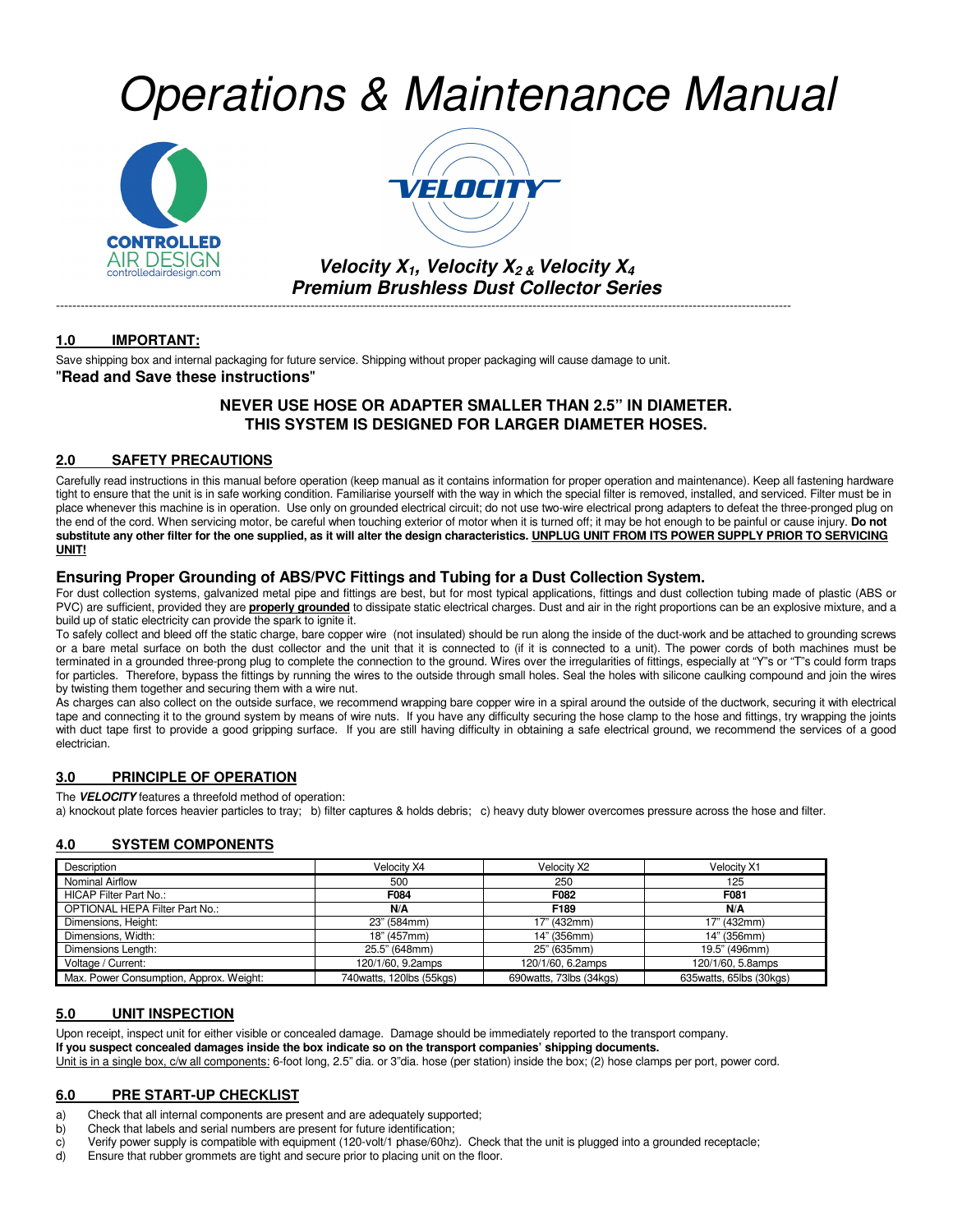# Operations & Maintenance Manual

CONTROLLED AIR DESIGN
controlledairdesign.com

VELOCITY

***Velocity $X_1$, Velocity $X_2$ & Velocity $X_4$***
***Premium Brushless Dust Collector Series***

---

## 1.0 IMPORTANT:

Save shipping box and internal packaging for future service. Shipping without proper packaging will cause damage to unit.

"**Read and Save these instructions**"

**NEVER USE HOSE OR ADAPTER SMALLER THAN 2.5" IN DIAMETER.**
**THIS SYSTEM IS DESIGNED FOR LARGER DIAMETER HOSES.**

## 2.0 SAFETY PRECAUTIONS

Carefully read instructions in this manual before operation (keep manual as it contains information for proper operation and maintenance). Keep all fastening hardware tight to ensure that the unit is in safe working condition. Familiarise yourself with the way in which the special filter is removed, installed, and serviced. Filter must be in place whenever this machine is in operation. Use only on grounded electrical circuit; do not use two-wire electrical prong adapters to defeat the three-pronged plug on the end of the cord. When servicing motor, be careful when touching exterior of motor when it is turned off; it may be hot enough to be painful or cause injury. **Do not substitute any other filter for the one supplied, as it will alter the design characteristics. UNPLUG UNIT FROM ITS POWER SUPPLY PRIOR TO SERVICING UNIT!**

### Ensuring Proper Grounding of ABS/PVC Fittings and Tubing for a Dust Collection System.

For dust collection systems, galvanized metal pipe and fittings are best, but for most typical applications, fittings and dust collection tubing made of plastic (ABS or PVC) are sufficient, provided they are **properly grounded** to dissipate static electrical charges. Dust and air in the right proportions can be an explosive mixture, and a build up of static electricity can provide the spark to ignite it.

To safely collect and bleed off the static charge, bare copper wire (not insulated) should be run along the inside of the duct-work and be attached to grounding screws or a bare metal surface on both the dust collector and the unit that it is connected to (if it is connected to a unit). The power cords of both machines must be terminated in a grounded three-prong plug to complete the connection to the ground. Wires over the irregularities of fittings, especially at "Y"s or "T"s could form traps for particles. Therefore, bypass the fittings by running the wires to the outside through small holes. Seal the holes with silicone caulking compound and join the wires by twisting them together and securing them with a wire nut.

As charges can also collect on the outside surface, we recommend wrapping bare copper wire in a spiral around the outside of the ductwork, securing it with electrical tape and connecting it to the ground system by means of wire nuts. If you have any difficulty securing the hose clamp to the hose and fittings, try wrapping the joints with duct tape first to provide a good gripping surface. If you are still having difficulty in obtaining a safe electrical ground, we recommend the services of a good electrician.

## 3.0 PRINCIPLE OF OPERATION

The ***VELOCITY*** features a threefold method of operation:

a) knockout plate forces heavier particles to tray; b) filter captures & holds debris; c) heavy duty blower overcomes pressure across the hose and filter.

## 4.0 SYSTEM COMPONENTS

| Description | Velocity X4 | Velocity X2 | Velocity X1 |
|---|---|---|---|
| Nominal Airflow | 500 | 250 | 125 |
| HICAP Filter Part No.: | **F084** | **F082** | **F081** |
| OPTIONAL HEPA Filter Part No.: | **N/A** | F189 | **N/A** |
| Dimensions, Height: | 23" (584mm) | 17" (432mm) | 17" (432mm) |
| Dimensions, Width: | 18" (457mm) | 14" (356mm) | 14" (356mm) |
| Dimensions Length: | 25.5" (648mm) | 25" (635mm) | 19.5" (496mm) |
| Voltage / Current: | 120/1/60, 9.2amps | 120/1/60, 6.2amps | 120/1/60, 5.8amps |
| Max. Power Consumption, Approx. Weight: | 740watts, 120lbs (55kgs) | 690watts, 73lbs (34kgs) | 635watts, 65lbs (30kgs) |

## 5.0 UNIT INSPECTION

Upon receipt, inspect unit for either visible or concealed damage. Damage should be immediately reported to the transport company.

**If you suspect concealed damages inside the box indicate so on the transport companies' shipping documents.**

Unit is in a single box, c/w all components: 6-foot long, 2.5" dia. or 3"dia. hose (per station) inside the box; (2) hose clamps per port, power cord.

## 6.0 PRE START-UP CHECKLIST

a) Check that all internal components are present and are adequately supported;
b) Check that labels and serial numbers are present for future identification;
c) Verify power supply is compatible with equipment (120-volt/1 phase/60hz). Check that the unit is plugged into a grounded receptacle;
d) Ensure that rubber grommets are tight and secure prior to placing unit on the floor.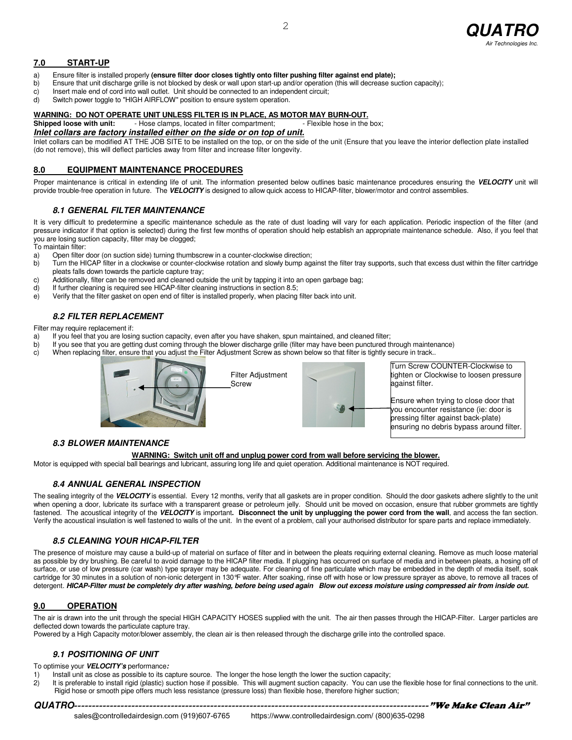## 7.0 START-UP

a) Ensure filter is installed properly **(ensure filter door closes tightly onto filter pushing filter against end plate);**
b) Ensure that unit discharge grille is not blocked by desk or wall upon start-up and/or operation (this will decrease suction capacity);
c) Insert male end of cord into wall outlet. Unit should be connected to an independent circuit;
d) Switch power toggle to "HIGH AIRFLOW" position to ensure system operation.

**WARNING: DO NOT OPERATE UNIT UNLESS FILTER IS IN PLACE, AS MOTOR MAY BURN-OUT.**

**Shipped loose with unit:** - Hose clamps, located in filter compartment; - Flexible hose in the box;

***Inlet collars are factory installed either on the side or on top of unit.***

Inlet collars can be modified AT THE JOB SITE to be installed on the top, or on the side of the unit (Ensure that you leave the interior deflection plate installed (do not remove), this will deflect particles away from filter and increase filter longevity.

## 8.0 EQUIPMENT MAINTENANCE PROCEDURES

Proper maintenance is critical in extending life of unit. The information presented below outlines basic maintenance procedures ensuring the ***VELOCITY*** unit will provide trouble-free operation in future. The ***VELOCITY*** is designed to allow quick access to HICAP-filter, blower/motor and control assemblies.

### *8.1 GENERAL FILTER MAINTENANCE*

It is very difficult to predetermine a specific maintenance schedule as the rate of dust loading will vary for each application. Periodic inspection of the filter (and pressure indicator if that option is selected) during the first few months of operation should help establish an appropriate maintenance schedule. Also, if you feel that you are losing suction capacity, filter may be clogged;

To maintain filter:

a) Open filter door (on suction side) turning thumbscrew in a counter-clockwise direction;
b) Turn the HICAP filter in a clockwise or counter-clockwise rotation and slowly bump against the filter tray supports, such that excess dust within the filter cartridge pleats falls down towards the particle capture tray;
c) Additionally, filter can be removed and cleaned outside the unit by tapping it into an open garbage bag;
d) If further cleaning is required see HICAP-filter cleaning instructions in section 8.5;
e) Verify that the filter gasket on open end of filter is installed properly, when placing filter back into unit.

### *8.2 FILTER REPLACEMENT*

Filter may require replacement if:

a) If you feel that you are losing suction capacity, even after you have shaken, spun maintained, and cleaned filter;
b) If you see that you are getting dust coming through the blower discharge grille (filter may have been punctured through maintenance)
c) When replacing filter, ensure that you adjust the Filter Adjustment Screw as shown below so that filter is tightly secure in track..

Filter Adjustment Screw

Turn Screw COUNTER-Clockwise to tighten or Clockwise to loosen pressure against filter.

Ensure when trying to close door that you encounter resistance (ie: door is pressing filter against back-plate) ensuring no debris bypass around filter.

### *8.3 BLOWER MAINTENANCE*

**WARNING: Switch unit off and unplug power cord from wall before servicing the blower.**

Motor is equipped with special ball bearings and lubricant, assuring long life and quiet operation. Additional maintenance is NOT required.

### *8.4 ANNUAL GENERAL INSPECTION*

The sealing integrity of the ***VELOCITY*** is essential. Every 12 months, verify that all gaskets are in proper condition. Should the door gaskets adhere slightly to the unit when opening a door, lubricate its surface with a transparent grease or petroleum jelly. Should unit be moved on occasion, ensure that rubber grommets are tightly fastened. The acoustical integrity of the ***VELOCITY*** is important**. Disconnect the unit by unplugging the power cord from the wall**, and access the fan section. Verify the acoustical insulation is well fastened to walls of the unit. In the event of a problem, call your authorised distributor for spare parts and replace immediately.

### *8.5 CLEANING YOUR HICAP-FILTER*

The presence of moisture may cause a build-up of material on surface of filter and in between the pleats requiring external cleaning. Remove as much loose material as possible by dry brushing. Be careful to avoid damage to the HICAP filter media. If plugging has occurred on surface of media and in between pleats, a hosing off of surface, or use of low pressure (car wash) type sprayer may be adequate. For cleaning of fine particulate which may be embedded in the depth of media itself, soak cartridge for 30 minutes in a solution of non-ionic detergent in 130°F water. After soaking, rinse off with hose or low pressure sprayer as above, to remove all traces of detergent. ***HICAP-Filter must be completely dry after washing, before being used again Blow out excess moisture using compressed air from inside out.***

## 9.0 OPERATION

The air is drawn into the unit through the special HIGH CAPACITY HOSES supplied with the unit. The air then passes through the HICAP-Filter. Larger particles are deflected down towards the particulate capture tray.

Powered by a High Capacity motor/blower assembly, the clean air is then released through the discharge grille into the controlled space.

### *9.1 POSITIONING OF UNIT*

To optimise your ***VELOCITY's*** performance***:***

1) Install unit as close as possible to its capture source. The longer the hose length the lower the suction capacity;
2) It is preferable to install rigid (plastic) suction hose if possible. This will augment suction capacity. You can use the flexible hose for final connections to the unit. Rigid hose or smooth pipe offers much less resistance (pressure loss) than flexible hose, therefore higher suction;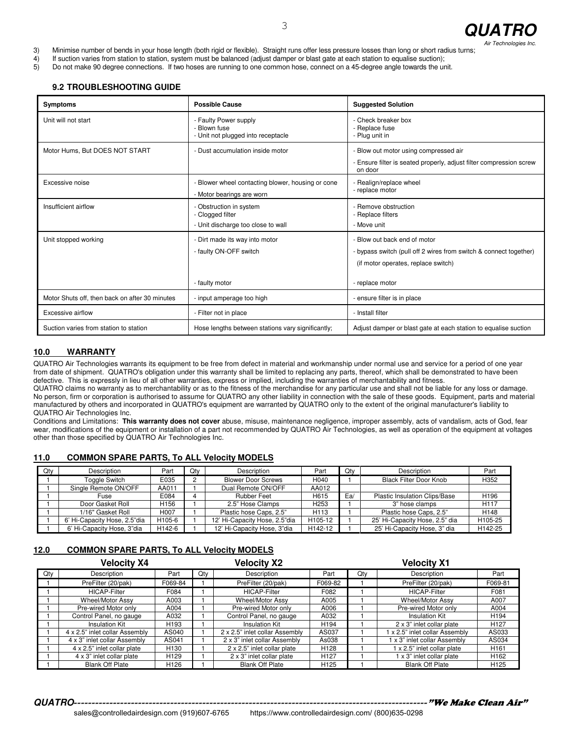3) Minimise number of bends in your hose length (both rigid or flexible). Straight runs offer less pressure losses than long or short radius turns;
4) If suction varies from station to station, system must be balanced (adjust damper or blast gate at each station to equalise suction);
5) Do not make 90 degree connections. If two hoses are running to one common hose, connect on a 45-degree angle towards the unit.

### 9.2 TROUBLESHOOTING GUIDE

| Symptoms | Possible Cause | Suggested Solution |
|---|---|---|
| Unit will not start | - Faulty Power supply<br>- Blown fuse<br>- Unit not plugged into receptacle | - Check breaker box<br>- Replace fuse<br>- Plug unit in |
| Motor Hums, But DOES NOT START | - Dust accumulation inside motor | - Blow out motor using compressed air<br>- Ensure filter is seated properly, adjust filter compression screw on door |
| Excessive noise | - Blower wheel contacting blower, housing or cone<br>- Motor bearings are worn | - Realign/replace wheel<br>- replace motor |
| Insufficient airflow | - Obstruction in system<br>- Clogged filter<br>- Unit discharge too close to wall | - Remove obstruction<br>- Replace filters<br>- Move unit |
| Unit stopped working | - Dirt made its way into motor<br>- faulty ON-OFF switch<br>- faulty motor | - Blow out back end of motor<br>- bypass switch (pull off 2 wires from switch & connect together) (if motor operates, replace switch)<br>- replace motor |
| Motor Shuts off, then back on after 30 minutes | - input amperage too high | - ensure filter is in place |
| Excessive airflow | - Filter not in place | - Install filter |
| Suction varies from station to station | Hose lengths between stations vary significantly; | Adjust damper or blast gate at each station to equalise suction |

## 10.0 WARRANTY

QUATRO Air Technologies warrants its equipment to be free from defect in material and workmanship under normal use and service for a period of one year from date of shipment. QUATRO's obligation under this warranty shall be limited to replacing any parts, thereof, which shall be demonstrated to have been defective. This is expressly in lieu of all other warranties, express or implied, including the warranties of merchantability and fitness.
QUATRO claims no warranty as to merchantability or as to the fitness of the merchandise for any particular use and shall not be liable for any loss or damage. No person, firm or corporation is authorised to assume for QUATRO any other liability in connection with the sale of these goods. Equipment, parts and material manufactured by others and incorporated in QUATRO's equipment are warranted by QUATRO only to the extent of the original manufacturer's liability to QUATRO Air Technologies Inc.
Conditions and Limitations: **This warranty does not cover** abuse, misuse, maintenance negligence, improper assembly, acts of vandalism, acts of God, fear wear, modifications of the equipment or installation of a part not recommended by QUATRO Air Technologies, as well as operation of the equipment at voltages other than those specified by QUATRO Air Technologies Inc.

## 11.0 COMMON SPARE PARTS, To ALL Velocity MODELS

| Qty | Description | Part | Qty | Description | Part | Qty | Description | Part |
|---|---|---|---|---|---|---|---|---|
| 1 | Toggle Switch | E035 | 2 | Blower Door Screws | H040 | 1 | Black Filter Door Knob | H352 |
| 1 | Single Remote ON/OFF | AA011 | 1 | Dual Remote ON/OFF | AA012 | | | |
| 1 | Fuse | E084 | 4 | Rubber Feet | H615 | Ea/ | Plastic Insulation Clips/Base | H196 |
| 1 | Door Gasket Roll | H156 | 1 | 2.5" Hose Clamps | H253 | 1 | 3" hose clamps | H117 |
| 1 | 1/16" Gasket Roll | H007 | 1 | Plastic hose Caps, 2.5" | H113 | 1 | Plastic hose Caps, 2.5" | H148 |
| 1 | 6' Hi-Capacity Hose, 2.5"dia | H105-6 | 1 | 12' Hi-Capacity Hose, 2.5"dia | H105-12 | 1 | 25' Hi-Capacity Hose, 2.5" dia | H105-25 |
| 1 | 6' Hi-Capacity Hose, 3"dia | H142-6 | 1 | 12' Hi-Capacity Hose, 3"dia | H142-12 | 1 | 25' Hi-Capacity Hose, 3" dia | H142-25 |

## 12.0 COMMON SPARE PARTS, To ALL Velocity MODELS

| Velocity X4 | | | Velocity X2 | | | Velocity X1 | | |
|---|---|---|---|---|---|---|---|---|
| Qty | Description | Part | Qty | Description | Part | Qty | Description | Part |
| 1 | PreFilter (20/pak) | F069-84 | 1 | PreFilter (20/pak) | F069-82 | 1 | PreFilter (20/pak) | F069-81 |
| 1 | HICAP-Filter | F084 | 1 | HICAP-Filter | F082 | 1 | HICAP-Filter | F081 |
| 1 | Wheel/Motor Assy | A003 | 1 | Wheel/Motor Assy | A005 | 1 | Wheel/Motor Assy | A007 |
| 1 | Pre-wired Motor only | A004 | 1 | Pre-wired Motor only | A006 | 1 | Pre-wired Motor only | A004 |
| 1 | Control Panel, no gauge | A032 | 1 | Control Panel, no gauge | A032 | 1 | Insulation Kit | H194 |
| 1 | Insulation Kit | H193 | 1 | Insulation Kit | H194 | 1 | 2 x 3" inlet collar plate | H127 |
| 1 | 4 x 2.5" inlet collar Assembly | AS040 | 1 | 2 x 2.5" inlet collar Assembly | AS037 | 1 | 1 x 2.5" inlet collar Assembly | AS033 |
| 1 | 4 x 3" inlet collar Assembly | AS041 | 1 | 2 x 3" inlet collar Assembly | As038 | 1 | 1 x 3" inlet collar Assembly | AS034 |
| 1 | 4 x 2.5" inlet collar plate | H130 | 1 | 2 x 2.5" inlet collar plate | H128 | 1 | 1 x 2.5" inlet collar plate | H161 |
| 1 | 4 x 3" inlet collar plate | H129 | 1 | 2 x 3" inlet collar plate | H127 | 1 | 1 x 3" inlet collar plate | H162 |
| 1 | Blank Off Plate | H126 | 1 | Blank Off Plate | H125 | 1 | Blank Off Plate | H125 |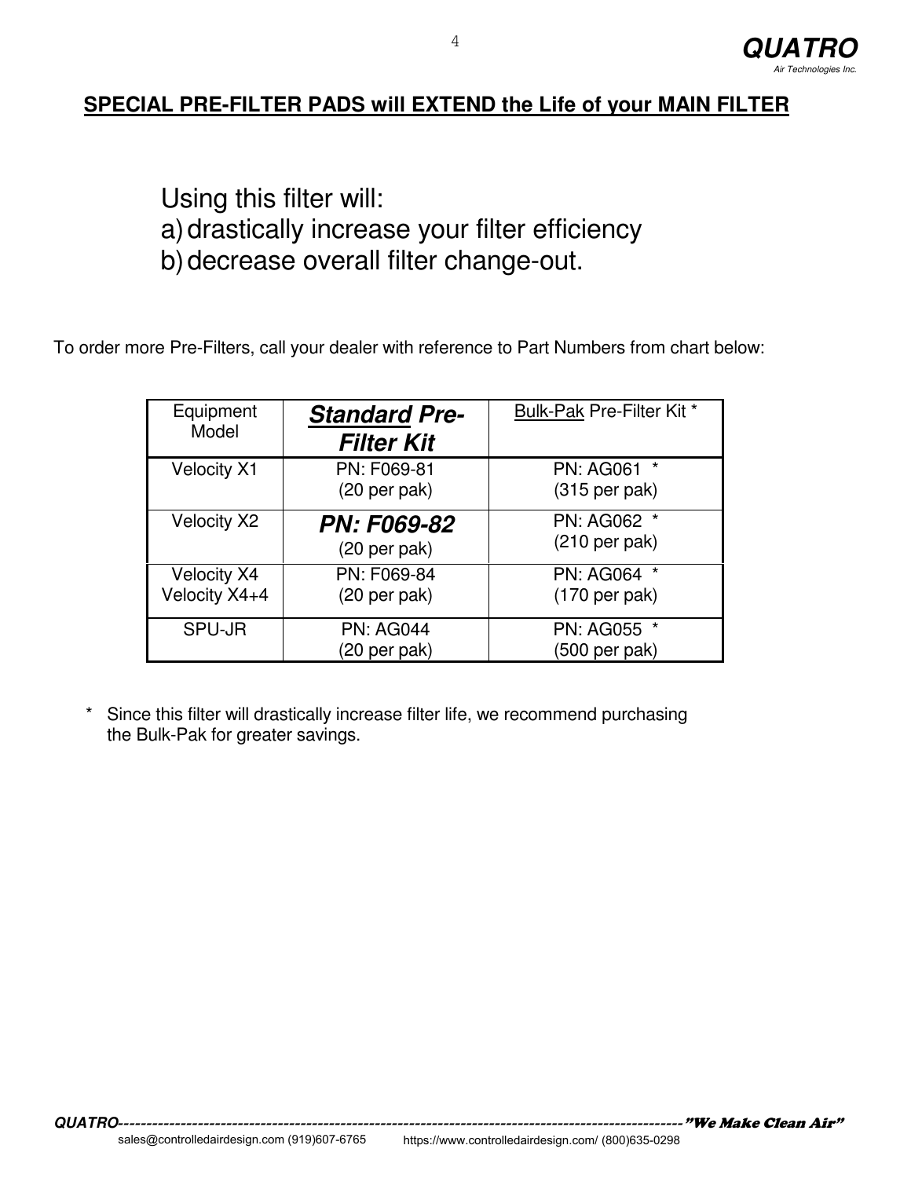## **SPECIAL PRE-FILTER PADS will EXTEND the Life of your MAIN FILTER**

Using this filter will:

a) drastically increase your filter efficiency
b) decrease overall filter change-out.

To order more Pre-Filters, call your dealer with reference to Part Numbers from chart below:

| Equipment Model | ***Standard* Pre-Filter Kit** | Bulk-Pak Pre-Filter Kit * |
|---|---|---|
| Velocity X1 | PN: F069-81<br>(20 per pak) | PN: AG061 *<br>(315 per pak) |
| Velocity X2 | ***PN: F069-82***<br>(20 per pak) | PN: AG062 *<br>(210 per pak) |
| Velocity X4<br>Velocity X4+4 | PN: F069-84<br>(20 per pak) | PN: AG064 *<br>(170 per pak) |
| SPU-JR | PN: AG044<br>(20 per pak) | PN: AG055 *<br>(500 per pak) |

\* Since this filter will drastically increase filter life, we recommend purchasing the Bulk-Pak for greater savings.